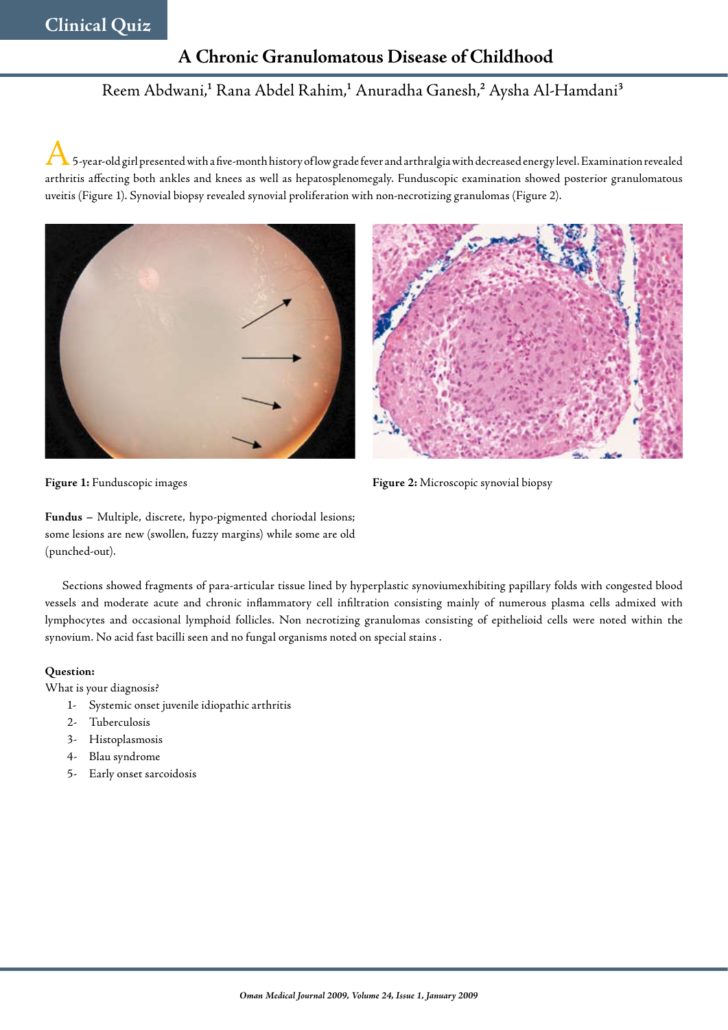Clinical Quiz

# A Chronic Granulomatous Disease of Childhood

Reem Abdwani,[1] Rana Abdel Rahim,[1] Anuradha Ganesh,[2] Aysha Al-Hamdani[3]

A 5-year-old girl presented with a five-month history of low grade fever and arthralgia with decreased energy level. Examination revealed arthritis affecting both ankles and knees as well as hepatosplenomegaly. Funduscopic examination showed posterior granulomatous uveitis (Figure 1). Synovial biopsy revealed synovial proliferation with non-necrotizing granulomas (Figure 2).

**Figure 1:** Funduscopic images

**Figure 2:** Microscopic synovial biopsy

**Fundus** – Multiple, discrete, hypo-pigmented choriodal lesions; some lesions are new (swollen, fuzzy margins) while some are old (punched-out).

Sections showed fragments of para-articular tissue lined by hyperplastic synoviumexhibiting papillary folds with congested blood vessels and moderate acute and chronic inflammatory cell infiltration consisting mainly of numerous plasma cells admixed with lymphocytes and occasional lymphoid follicles. Non necrotizing granulomas consisting of epithelioid cells were noted within the synovium. No acid fast bacilli seen and no fungal organisms noted on special stains .

**Question:**

What is your diagnosis?

1- Systemic onset juvenile idiopathic arthritis
2- Tuberculosis
3- Histoplasmosis
4- Blau syndrome
5- Early onset sarcoidosis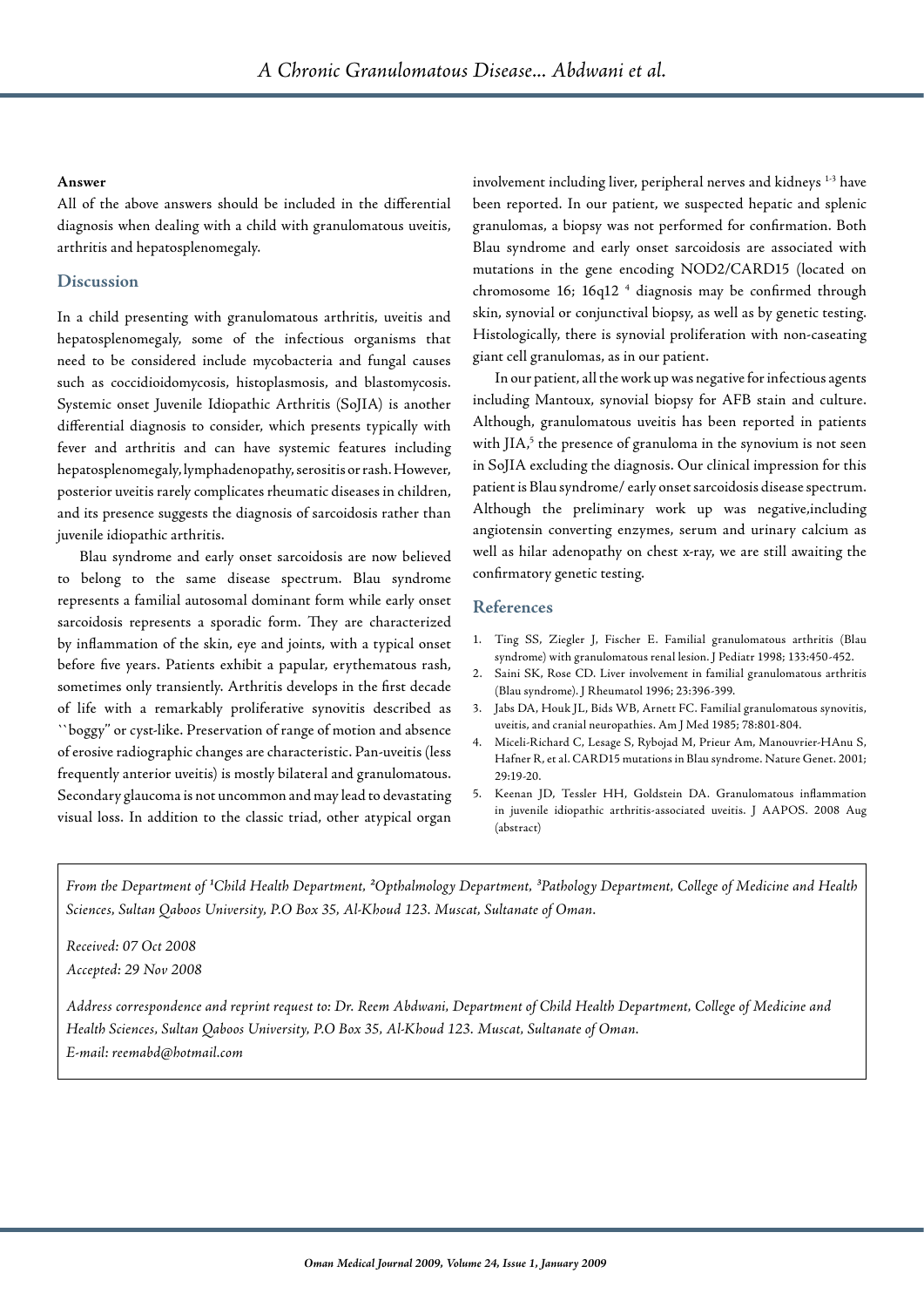**Answer**

All of the above answers should be included in the differential diagnosis when dealing with a child with granulomatous uveitis, arthritis and hepatosplenomegaly.

## Discussion

In a child presenting with granulomatous arthritis, uveitis and hepatosplenomegaly, some of the infectious organisms that need to be considered include mycobacteria and fungal causes such as coccidioidomycosis, histoplasmosis, and blastomycosis. Systemic onset Juvenile Idiopathic Arthritis (SoJIA) is another differential diagnosis to consider, which presents typically with fever and arthritis and can have systemic features including hepatosplenomegaly, lymphadenopathy, serositis or rash. However, posterior uveitis rarely complicates rheumatic diseases in children, and its presence suggests the diagnosis of sarcoidosis rather than juvenile idiopathic arthritis.

Blau syndrome and early onset sarcoidosis are now believed to belong to the same disease spectrum. Blau syndrome represents a familial autosomal dominant form while early onset sarcoidosis represents a sporadic form. They are characterized by inflammation of the skin, eye and joints, with a typical onset before five years. Patients exhibit a papular, erythematous rash, sometimes only transiently. Arthritis develops in the first decade of life with a remarkably proliferative synovitis described as ``boggy'' or cyst-like. Preservation of range of motion and absence of erosive radiographic changes are characteristic. Pan-uveitis (less frequently anterior uveitis) is mostly bilateral and granulomatous. Secondary glaucoma is not uncommon and may lead to devastating visual loss. In addition to the classic triad, other atypical organ involvement including liver, peripheral nerves and kidneys [1-3] have been reported. In our patient, we suspected hepatic and splenic granulomas, a biopsy was not performed for confirmation. Both Blau syndrome and early onset sarcoidosis are associated with mutations in the gene encoding NOD2/CARD15 (located on chromosome 16; 16q12 [4] diagnosis may be confirmed through skin, synovial or conjunctival biopsy, as well as by genetic testing. Histologically, there is synovial proliferation with non-caseating giant cell granulomas, as in our patient.

In our patient, all the work up was negative for infectious agents including Mantoux, synovial biopsy for AFB stain and culture. Although, granulomatous uveitis has been reported in patients with JIA,[5] the presence of granuloma in the synovium is not seen in SoJIA excluding the diagnosis. Our clinical impression for this patient is Blau syndrome/ early onset sarcoidosis disease spectrum. Although the preliminary work up was negative,including angiotensin converting enzymes, serum and urinary calcium as well as hilar adenopathy on chest x-ray, we are still awaiting the confirmatory genetic testing.

## References

1. Ting SS, Ziegler J, Fischer E. Familial granulomatous arthritis (Blau syndrome) with granulomatous renal lesion. J Pediatr 1998; 133:450-452.
2. Saini SK, Rose CD. Liver involvement in familial granulomatous arthritis (Blau syndrome). J Rheumatol 1996; 23:396-399.
3. Jabs DA, Houk JL, Bids WB, Arnett FC. Familial granulomatous synovitis, uveitis, and cranial neuropathies. Am J Med 1985; 78:801-804.
4. Miceli-Richard C, Lesage S, Rybojad M, Prieur Am, Manouvrier-HAnu S, Hafner R, et al. CARD15 mutations in Blau syndrome. Nature Genet. 2001; 29:19-20.
5. Keenan JD, Tessler HH, Goldstein DA. Granulomatous inflammation in juvenile idiopathic arthritis-associated uveitis. J AAPOS. 2008 Aug (abstract)

*From the Department of [1]Child Health Department, [2]Opthalmology Department, [3]Pathology Department, College of Medicine and Health Sciences, Sultan Qaboos University, P.O Box 35, Al-Khoud 123. Muscat, Sultanate of Oman.*

*Received: 07 Oct 2008*
*Accepted: 29 Nov 2008*

*Address correspondence and reprint request to: Dr. Reem Abdwani, Department of Child Health Department, College of Medicine and Health Sciences, Sultan Qaboos University, P.O Box 35, Al-Khoud 123. Muscat, Sultanate of Oman.*
*E-mail: reemabd@hotmail.com*